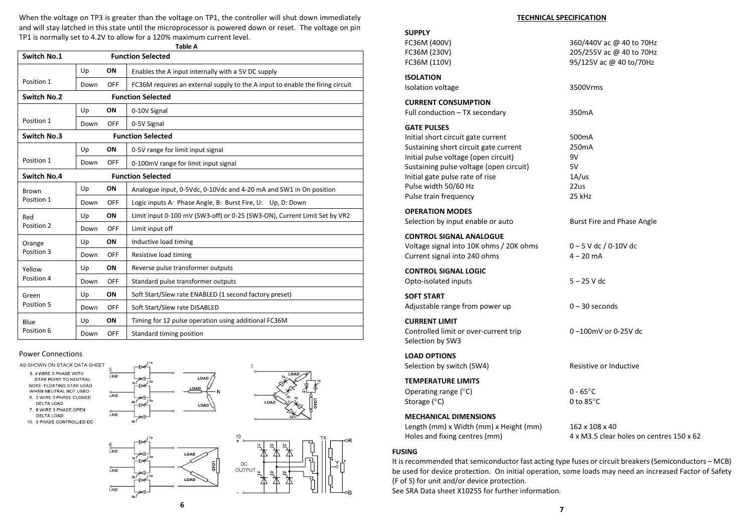When the voltage on TP3 is greater than the voltage on TP1, the controller will shut down immediately and will stay latched in this state until the microprocessor is powered down or reset. The voltage on pin TP1 is normally set to 4.2V to allow for a 120% maximum current level.

**Table A**

| Switch No.1 | | | Function Selected |
|---|---|---|---|
| Position 1 | Up | **ON** | Enables the A input internally with a 5V DC supply |
| | Down | OFF | FC36M requires an external supply to the A input to enable the firing circuit |
| **Switch No.2** | | | **Function Selected** |
| Position 1 | Up | **ON** | 0-10V Signal |
| | Down | OFF | 0-5V Signal |
| **Switch No.3** | | | **Function Selected** |
| Position 1 | Up | **ON** | 0-5V range for limit input signal |
| | Down | OFF | 0-100mV range for limit input signal |
| **Switch No.4** | | | **Function Selected** |
| Brown Position 1 | Up | **ON** | Analogue input, 0-5Vdc, 0-10Vdc and 4-20 mA and SW1 in On position |
| | Down | OFF | Logic inputs A: Phase Angle, B: Burst Fire, U: Up, D: Down |
| Red Position 2 | Up | **ON** | Limit input 0-100 mV (SW3-off) or 0-25 (SW3-ON), Current Limit Set by VR2 |
| | Down | OFF | Limit input off |
| Orange Position 3 | Up | **ON** | Inductive load timing |
| | Down | OFF | Resistive load timing |
| Yellow Position 4 | Up | **ON** | Reverse pulse transformer outputs |
| | Down | OFF | Standard pulse transformer outputs |
| Green Position 5 | Up | **ON** | Soft Start/Slew rate ENABLED (1 second factory preset) |
| | Down | OFF | Soft Start/Slew rate DISABLED |
| Blue Position 6 | Up | **ON** | Timing for 12 pulse operation using additional FC36M |
| | Down | OFF | Standard timing position |

Power Connections

AS SHOWN ON STACK DATA SHEET

5. 4 WIRE 3 PHASE WITH STAR POINT TO NEUTRAL
NOTE: FLOATING STAR LOAD WHEN NEUTRAL NOT USED
6. 3 WIRE 3 PHASE CLOSED DELTA LOAD
7. 6 WIRE 3 PHASE OPEN DELTA LOAD
10. 3 PHASE CONTROLLED DC

## TECHNICAL SPECIFICATION

**SUPPLY**

| | |
|---|---|
| FC36M (400V) | 360/440V ac @ 40 to 70Hz |
| FC36M (230V) | 205/255V ac @ 40 to 70Hz |
| FC36M (110V) | 95/125V ac @ 40 to/70Hz |

**ISOLATION**

| | |
|---|---|
| Isolation voltage | 3500Vrms |

**CURRENT CONSUMPTION**

| | |
|---|---|
| Full conduction – TX secondary | 350mA |

**GATE PULSES**

| | |
|---|---|
| Initial short circuit gate current | 500mA |
| Sustaining short circuit gate current | 250mA |
| Initial pulse voltage (open circuit) | 9V |
| Sustaining pulse voltage (open circuit) | 5V |
| Initial gate pulse rate of rise | 1A/us |
| Pulse width 50/60 Hz | 22us |
| Pulse train frequency | 25 kHz |

**OPERATION MODES**

| | |
|---|---|
| Selection by input enable or auto | Burst Fire and Phase Angle |

**CONTROL SIGNAL ANALOGUE**

| | |
|---|---|
| Voltage signal into 10K ohms / 20K ohms | 0 – 5 V dc / 0-10V dc |
| Current signal into 240 ohms | 4 – 20 mA |

**CONTROL SIGNAL LOGIC**

| | |
|---|---|
| Opto-isolated inputs | 5 – 25 V dc |

**SOFT START**

| | |
|---|---|
| Adjustable range from power up | 0 – 30 seconds |

**CURRENT LIMIT**

| | |
|---|---|
| Controlled limit or over-current trip Selection by SW3 | 0 –100mV or 0-25V dc |

**LOAD OPTIONS**

| | |
|---|---|
| Selection by switch (SW4) | Resistive or Inductive |

**TEMPERATURE LIMITS**

| | |
|---|---|
| Operating range (°C) | 0 - 65°C |
| Storage (°C) | 0 to 85°C |

**MECHANICAL DIMENSIONS**

| | |
|---|---|
| Length (mm) x Width (mm) x Height (mm) | 162 x 108 x 40 |
| Holes and fixing centres (mm) | 4 x M3.5 clear holes on centres 150 x 62 |

**FUSING**

It is recommended that semiconductor fast acting type fuses or circuit breakers (Semiconductors – MCB) be used for device protection. On initial operation, some loads may need an increased Factor of Safety (F of S) for unit and/or device protection.
See SRA Data sheet X10255 for further information.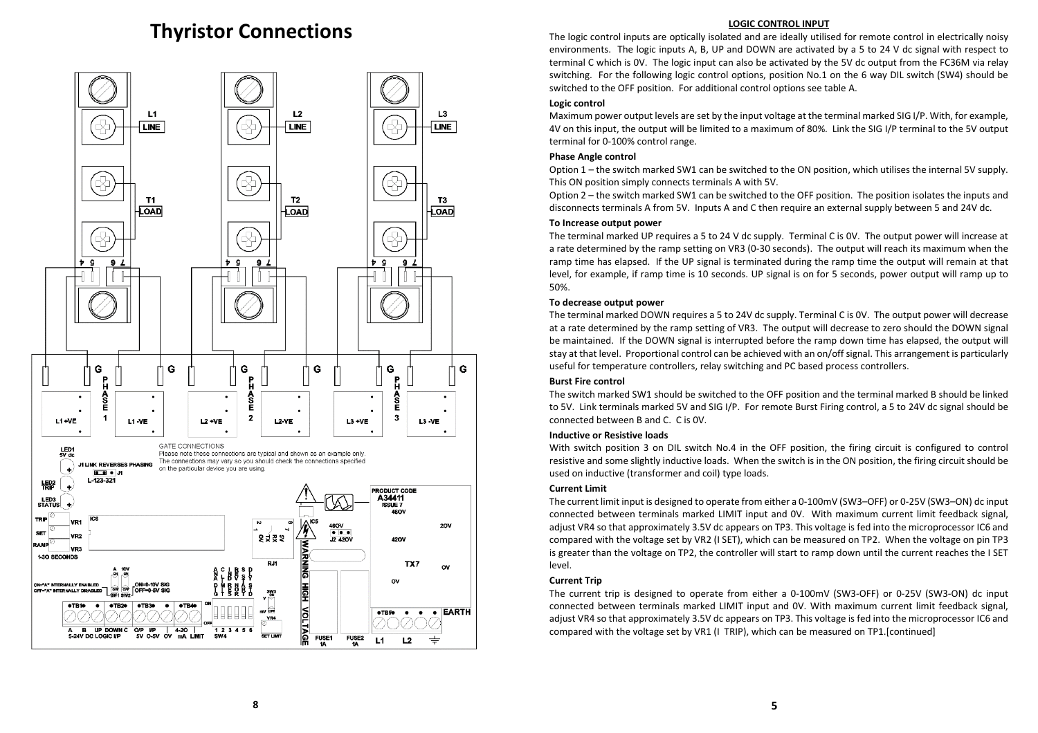# Thyristor Connections

GATE CONNECTIONS
Please note these connections are typical and shown as an example only. The connections may vary so you should check the connections specified on the particular device you are using.

#### LOGIC CONTROL INPUT

The logic control inputs are optically isolated and are ideally utilised for remote control in electrically noisy environments. The logic inputs A, B, UP and DOWN are activated by a 5 to 24 V dc signal with respect to terminal C which is 0V. The logic input can also be activated by the 5V dc output from the FC36M via relay switching. For the following logic control options, position No.1 on the 6 way DIL switch (SW4) should be switched to the OFF position. For additional control options see table A.

**Logic control**

Maximum power output levels are set by the input voltage at the terminal marked SIG I/P. With, for example, 4V on this input, the output will be limited to a maximum of 80%. Link the SIG I/P terminal to the 5V output terminal for 0-100% control range.

**Phase Angle control**

Option 1 – the switch marked SW1 can be switched to the ON position, which utilises the internal 5V supply. This ON position simply connects terminals A with 5V.

Option 2 – the switch marked SW1 can be switched to the OFF position. The position isolates the inputs and disconnects terminals A from 5V. Inputs A and C then require an external supply between 5 and 24V dc.

**To Increase output power**

The terminal marked UP requires a 5 to 24 V dc supply. Terminal C is 0V. The output power will increase at a rate determined by the ramp setting on VR3 (0-30 seconds). The output will reach its maximum when the ramp time has elapsed. If the UP signal is terminated during the ramp time the output will remain at that level, for example, if ramp time is 10 seconds. UP signal is on for 5 seconds, power output will ramp up to 50%.

**To decrease output power**

The terminal marked DOWN requires a 5 to 24V dc supply. Terminal C is 0V. The output power will decrease at a rate determined by the ramp setting of VR3. The output will decrease to zero should the DOWN signal be maintained. If the DOWN signal is interrupted before the ramp down time has elapsed, the output will stay at that level. Proportional control can be achieved with an on/off signal. This arrangement is particularly useful for temperature controllers, relay switching and PC based process controllers.

**Burst Fire control**

The switch marked SW1 should be switched to the OFF position and the terminal marked B should be linked to 5V. Link terminals marked 5V and SIG I/P. For remote Burst Firing control, a 5 to 24V dc signal should be connected between B and C. C is 0V.

**Inductive or Resistive loads**

With switch position 3 on DIL switch No.4 in the OFF position, the firing circuit is configured to control resistive and some slightly inductive loads. When the switch is in the ON position, the firing circuit should be used on inductive (transformer and coil) type loads.

**Current Limit**

The current limit input is designed to operate from either a 0-100mV (SW3–OFF) or 0-25V (SW3–ON) dc input connected between terminals marked LIMIT input and 0V. With maximum current limit feedback signal, adjust VR4 so that approximately 3.5V dc appears on TP3. This voltage is fed into the microprocessor IC6 and compared with the voltage set by VR2 (I SET), which can be measured on TP2. When the voltage on pin TP3 is greater than the voltage on TP2, the controller will start to ramp down until the current reaches the I SET level.

**Current Trip**

The current trip is designed to operate from either a 0-100mV (SW3-OFF) or 0-25V (SW3-ON) dc input connected between terminals marked LIMIT input and 0V. With maximum current limit feedback signal, adjust VR4 so that approximately 3.5V dc appears on TP3. This voltage is fed into the microprocessor IC6 and compared with the voltage set by VR1 (I TRIP), which can be measured on TP1.[continued]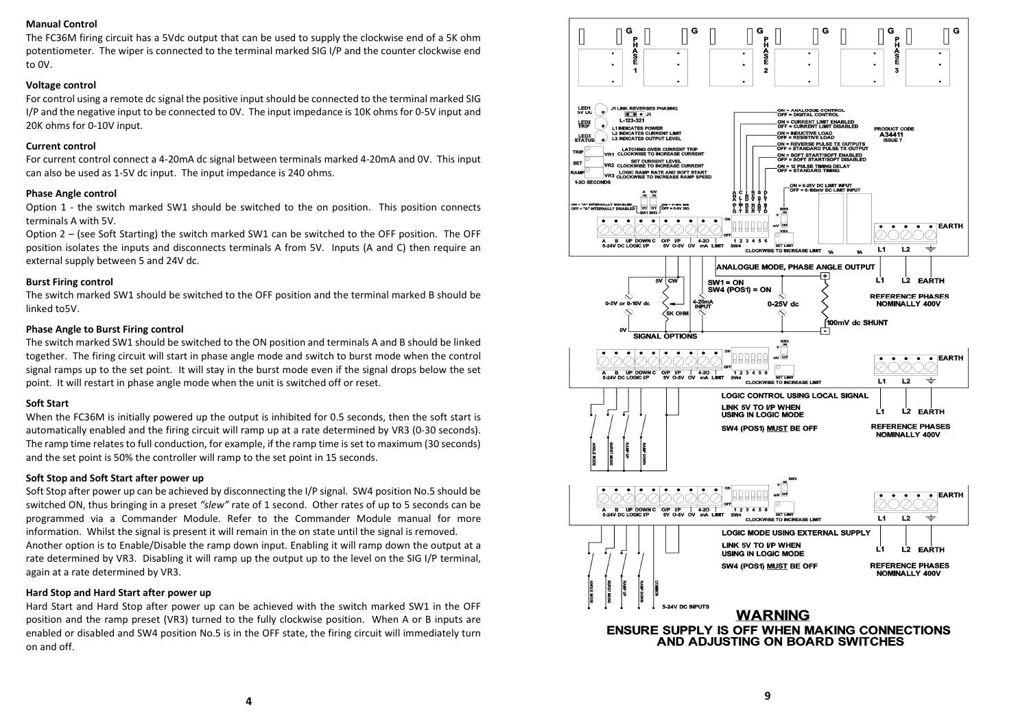### Manual Control

The FC36M firing circuit has a 5Vdc output that can be used to supply the clockwise end of a 5K ohm potentiometer. The wiper is connected to the terminal marked SIG I/P and the counter clockwise end to 0V.

### Voltage control

For control using a remote dc signal the positive input should be connected to the terminal marked SIG I/P and the negative input to be connected to 0V. The input impedance is 10K ohms for 0-5V input and 20K ohms for 0-10V input.

### Current control

For current control connect a 4-20mA dc signal between terminals marked 4-20mA and 0V. This input can also be used as 1-5V dc input. The input impedance is 240 ohms.

### Phase Angle control

Option 1 - the switch marked SW1 should be switched to the on position. This position connects terminals A with 5V.

Option 2 – (see Soft Starting) the switch marked SW1 can be switched to the OFF position. The OFF position isolates the inputs and disconnects terminals A from 5V. Inputs (A and C) then require an external supply between 5 and 24V dc.

### Burst Firing control

The switch marked SW1 should be switched to the OFF position and the terminal marked B should be linked to5V.

### Phase Angle to Burst Firing control

The switch marked SW1 should be switched to the ON position and terminals A and B should be linked together. The firing circuit will start in phase angle mode and switch to burst mode when the control signal ramps up to the set point. It will stay in the burst mode even if the signal drops below the set point. It will restart in phase angle mode when the unit is switched off or reset.

### Soft Start

When the FC36M is initially powered up the output is inhibited for 0.5 seconds, then the soft start is automatically enabled and the firing circuit will ramp up at a rate determined by VR3 (0-30 seconds). The ramp time relates to full conduction, for example, if the ramp time is set to maximum (30 seconds) and the set point is 50% the controller will ramp to the set point in 15 seconds.

### Soft Stop and Soft Start after power up

Soft Stop after power up can be achieved by disconnecting the I/P signal. SW4 position No.5 should be switched ON, thus bringing in a preset *"slew"* rate of 1 second. Other rates of up to 5 seconds can be programmed via a Commander Module. Refer to the Commander Module manual for more information. Whilst the signal is present it will remain in the on state until the signal is removed.

Another option is to Enable/Disable the ramp down input. Enabling it will ramp down the output at a rate determined by VR3. Disabling it will ramp up the output up to the level on the SIG I/P terminal, again at a rate determined by VR3.

### Hard Stop and Hard Start after power up

Hard Start and Hard Stop after power up can be achieved with the switch marked SW1 in the OFF position and the ramp preset (VR3) turned to the fully clockwise position. When A or B inputs are enabled or disabled and SW4 position No.5 is in the OFF state, the firing circuit will immediately turn on and off.

G PHASE 1 G G PHASE 2 G G PHASE 3 G

LED1 5V DC — J1 LINK REVERSES PHASING — J1 — L-123-321
LED2 TRIP — L1 INDICATES POWER, L2 INDICATES CURRENT LIMIT
LED3 STATUS — L3 INDICATES OUTPUT LEVEL
TRIP — LATCHING OVER CURRENT TRIP
SET — VR1 CLOCKWISE TO INCREASE CURRENT
VR2 — SET CURRENT LEVEL, CLOCKWISE TO INCREASE CURRENT
RAMP — VR3 LOGIC RAMP RATE AND SOFT START, CLOCKWISE TO INCREASE RAMP SPEED
1-30 SECONDS

ON = ANALOGUE CONTROL, OFF = DIGITAL CONTROL
ON = CURRENT LIMIT ENABLED, OFF = CURRENT LIMIT DISABLED
ON = INDUCTIVE LOAD, OFF = RESISTIVE LOAD
ON = REVERSE PULSE TX OUTPUTS, OFF = STANDARD PULSE TX OUTPUT
ON = SOFT START/SOFT ENABLED, OFF = SOFT START/SOFT DISABLED
ON = 12 PULSE TIMING DELAY, OFF = STANDARD TIMING
ON = 0-25V DC LIMIT INPUT, OFF = 0-100mV DC LIMIT INPUT

PRODUCT CODE A34411 ISSUE 7

ON = "A" INTERNALLY ENABLED, OFF = "A" INTERNALLY DISABLED — SW1 SW2 — ON = 0-10V SIG, OFF = 0-5V SIG

A B UP DOWN C O/P I/P 4-20 — 5-24V DC LOGIC I/P — 5V 0-5V 0V mA LIMIT — SW4 1 2 3 4 5 6 — SET LIMIT — CLOCKWISE TO INCREASE LIMIT — 1A 1A — L1 L2 EARTH

**ANALOGUE MODE, PHASE ANGLE OUTPUT**

SW1 = ON, SW4 (POS1) = ON

0-5V or 0-10V dc — 5V CW — 5K OHM — 4-20mA INPUT — 0-25V dc — 100mV dc SHUNT — 0V

SIGNAL OPTIONS

L1 L2 EARTH — REFERENCE PHASES NOMINALLY 400V

**LOGIC CONTROL USING LOCAL SIGNAL**

LINK 5V TO I/P WHEN USING IN LOGIC MODE

SW4 (POS1) **MUST** BE OFF

ANGLE MODE, BURST MODE, RAMP UP, RAMP DOWN

L1 L2 EARTH — REFERENCE PHASES NOMINALLY 400V

**LOGIC MODE USING EXTERNAL SUPPLY**

LINK 5V TO I/P WHEN USING IN LOGIC MODE

SW4 (POS1) **MUST** BE OFF

ANGLE MODE, BURST MODE, RAMP UP, RAMP DOWN, COMMON — 5-24V DC INPUTS

L1 L2 EARTH — REFERENCE PHASES NOMINALLY 400V

## WARNING

**ENSURE SUPPLY IS OFF WHEN MAKING CONNECTIONS AND ADJUSTING ON BOARD SWITCHES**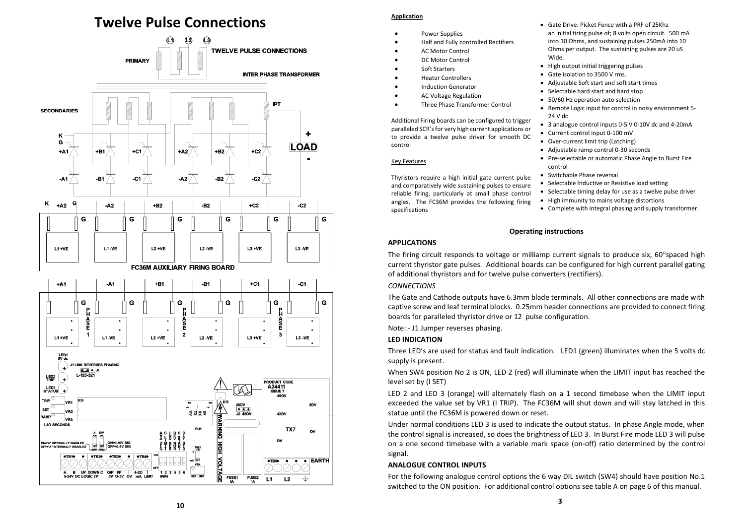# Twelve Pulse Connections

TWELVE PULSE CONNECTIONS

PRIMARY

INTER PHASE TRANSFORMER

SECONDARIES

IPT

LOAD

FC36M AUXILIARY FIRING BOARD

#### Application

- Power Supplies
- Half and Fully controlled Rectifiers
- AC Motor Control
- DC Motor Control
- Soft Starters
- Heater Controllers
- Induction Generator
- AC Voltage Regulation
- Three Phase Transformer Control

Additional Firing boards can be configured to trigger paralleled SCR's for very high current applications or to provide a twelve pulse driver for smooth DC control

#### Key Features

Thyristors require a high initial gate current pulse and comparatively wide sustaining pulses to ensure reliable firing, particularly at small phase control angles. The FC36M provides the following firing specifications

- Gate Drive: Picket Fence with a PRF of 25Khz an initial firing pulse of; 8 volts open circuit. 500 mA into 10 Ohms, and sustaining pulses 250mA into 10 Ohms per output. The sustaining pulses are 20 uS Wide.
- High output initial triggering pulses
- Gate isolation to 3500 V rms.
- Adjustable Soft start and soft start times
- Selectable hard start and hard stop
- 50/60 Hz operation auto selection
- Remote Logic input for control in noisy environment 5-24 V dc
- 3 analogue control inputs 0-5 V 0-10V dc and 4-20mA
- Current control input 0-100 mV
- Over-current limit trip (Latching)
- Adjustable ramp control 0-30 seconds
- Pre-selectable or automatic Phase Angle to Burst Fire control
- Switchable Phase reversal
- Selectable Inductive or Resistive load setting
- Selectable timing delay for use as a twelve pulse driver
- High immunity to mains voltage distortions
- Complete with integral phasing and supply transformer.

## Operating instructions

### APPLICATIONS

The firing circuit responds to voltage or milliamp current signals to produce six, 60°spaced high current thyristor gate pulses. Additional boards can be configured for high current parallel gating of additional thyristors and for twelve pulse converters (rectifiers).

*CONNECTIONS*

The Gate and Cathode outputs have 6.3mm blade terminals. All other connections are made with captive screw and leaf terminal blocks. 0.25mm header connections are provided to connect firing boards for paralleled thyristor drive or 12 pulse configuration.

Note: - J1 Jumper reverses phasing.

### LED INDICATION

Three LED's are used for status and fault indication. LED1 (green) illuminates when the 5 volts dc supply is present.

When SW4 position No 2 is ON, LED 2 (red) will illuminate when the LIMIT input has reached the level set by (I SET)

LED 2 and LED 3 (orange) will alternately flash on a 1 second timebase when the LIMIT input exceeded the value set by VR1 (I TRIP). The FC36M will shut down and will stay latched in this statue until the FC36M is powered down or reset.

Under normal conditions LED 3 is used to indicate the output status. In phase Angle mode, when the control signal is increased, so does the brightness of LED 3. In Burst Fire mode LED 3 will pulse on a one second timebase with a variable mark space (on-off) ratio determined by the control signal.

### ANALOGUE CONTROL INPUTS

For the following analogue control options the 6 way DIL switch (SW4) should have position No.1 switched to the ON position. For additional control options see table A on page 6 of this manual.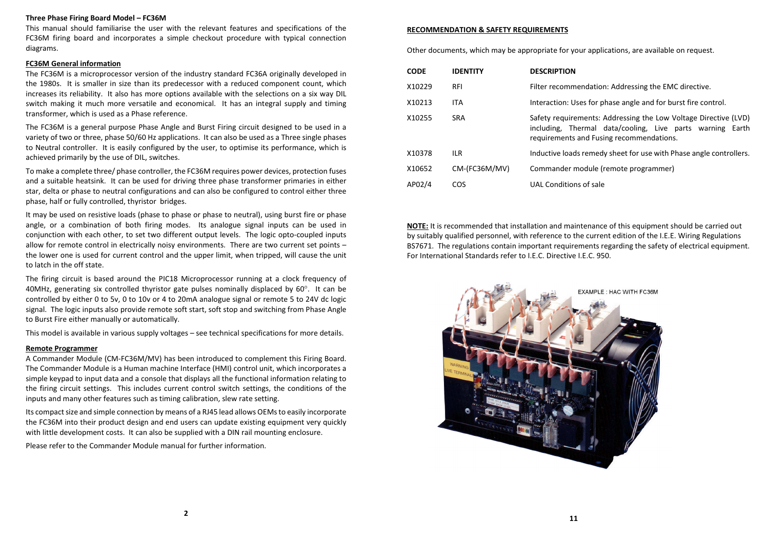**Three Phase Firing Board Model – FC36M**

This manual should familiarise the user with the relevant features and specifications of the FC36M firing board and incorporates a simple checkout procedure with typical connection diagrams.

**FC36M General information**

The FC36M is a microprocessor version of the industry standard FC36A originally developed in the 1980s. It is smaller in size than its predecessor with a reduced component count, which increases its reliability. It also has more options available with the selections on a six way DIL switch making it much more versatile and economical. It has an integral supply and timing transformer, which is used as a Phase reference.

The FC36M is a general purpose Phase Angle and Burst Firing circuit designed to be used in a variety of two or three, phase 50/60 Hz applications. It can also be used as a Three single phases to Neutral controller. It is easily configured by the user, to optimise its performance, which is achieved primarily by the use of DIL, switches.

To make a complete three/ phase controller, the FC36M requires power devices, protection fuses and a suitable heatsink. It can be used for driving three phase transformer primaries in either star, delta or phase to neutral configurations and can also be configured to control either three phase, half or fully controlled, thyristor bridges.

It may be used on resistive loads (phase to phase or phase to neutral), using burst fire or phase angle, or a combination of both firing modes. Its analogue signal inputs can be used in conjunction with each other, to set two different output levels. The logic opto-coupled inputs allow for remote control in electrically noisy environments. There are two current set points – the lower one is used for current control and the upper limit, when tripped, will cause the unit to latch in the off state.

The firing circuit is based around the PIC18 Microprocessor running at a clock frequency of 40MHz, generating six controlled thyristor gate pulses nominally displaced by 60°. It can be controlled by either 0 to 5v, 0 to 10v or 4 to 20mA analogue signal or remote 5 to 24V dc logic signal. The logic inputs also provide remote soft start, soft stop and switching from Phase Angle to Burst Fire either manually or automatically.

This model is available in various supply voltages – see technical specifications for more details.

**Remote Programmer**

A Commander Module (CM-FC36M/MV) has been introduced to complement this Firing Board. The Commander Module is a Human machine Interface (HMI) control unit, which incorporates a simple keypad to input data and a console that displays all the functional information relating to the firing circuit settings. This includes current control switch settings, the conditions of the inputs and many other features such as timing calibration, slew rate setting.

Its compact size and simple connection by means of a RJ45 lead allows OEMs to easily incorporate the FC36M into their product design and end users can update existing equipment very quickly with little development costs. It can also be supplied with a DIN rail mounting enclosure.

Please refer to the Commander Module manual for further information.

**RECOMMENDATION & SAFETY REQUIREMENTS**

Other documents, which may be appropriate for your applications, are available on request.

| CODE | IDENTITY | DESCRIPTION |
|---|---|---|
| X10229 | RFI | Filter recommendation: Addressing the EMC directive. |
| X10213 | ITA | Interaction: Uses for phase angle and for burst fire control. |
| X10255 | SRA | Safety requirements: Addressing the Low Voltage Directive (LVD) including, Thermal data/cooling, Live parts warning Earth requirements and Fusing recommendations. |
| X10378 | ILR | Inductive loads remedy sheet for use with Phase angle controllers. |
| X10652 | CM-(FC36M/MV) | Commander module (remote programmer) |
| AP02/4 | COS | UAL Conditions of sale |

**NOTE:** It is recommended that installation and maintenance of this equipment should be carried out by suitably qualified personnel, with reference to the current edition of the I.E.E. Wiring Regulations BS7671. The regulations contain important requirements regarding the safety of electrical equipment. For International Standards refer to I.E.C. Directive I.E.C. 950.

EXAMPLE : HAC WITH FC36M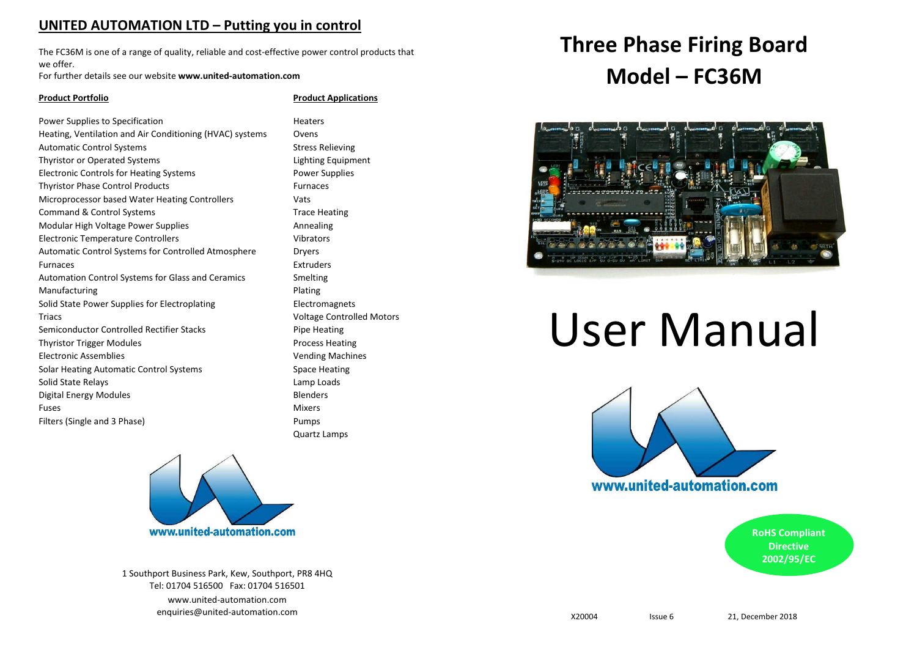## UNITED AUTOMATION LTD – Putting you in control

The FC36M is one of a range of quality, reliable and cost-effective power control products that we offer.
For further details see our website **www.united-automation.com**

**Product Portfolio**

- Power Supplies to Specification
- Heating, Ventilation and Air Conditioning (HVAC) systems
- Automatic Control Systems
- Thyristor or Operated Systems
- Electronic Controls for Heating Systems
- Thyristor Phase Control Products
- Microprocessor based Water Heating Controllers
- Command & Control Systems
- Modular High Voltage Power Supplies
- Electronic Temperature Controllers
- Automatic Control Systems for Controlled Atmosphere Furnaces
- Automation Control Systems for Glass and Ceramics Manufacturing
- Solid State Power Supplies for Electroplating
- Triacs
- Semiconductor Controlled Rectifier Stacks
- Thyristor Trigger Modules
- Electronic Assemblies
- Solar Heating Automatic Control Systems
- Solid State Relays
- Digital Energy Modules
- Fuses
- Filters (Single and 3 Phase)

**Product Applications**

- Heaters
- Ovens
- Stress Relieving
- Lighting Equipment
- Power Supplies
- Furnaces
- Vats
- Trace Heating
- Annealing
- Vibrators
- Dryers
- Extruders
- Smelting
- Plating
- Electromagnets
- Voltage Controlled Motors
- Pipe Heating
- Process Heating
- Vending Machines
- Space Heating
- Lamp Loads
- Blenders
- Mixers
- Pumps
- Quartz Lamps

www.united-automation.com

1 Southport Business Park, Kew, Southport, PR8 4HQ
Tel: 01704 516500 Fax: 01704 516501
www.united-automation.com
enquiries@united-automation.com

# Three Phase Firing Board
# Model – FC36M

# User Manual

www.united-automation.com

**RoHS Compliant Directive 2002/95/EC**

X20004 Issue 6 21, December 2018